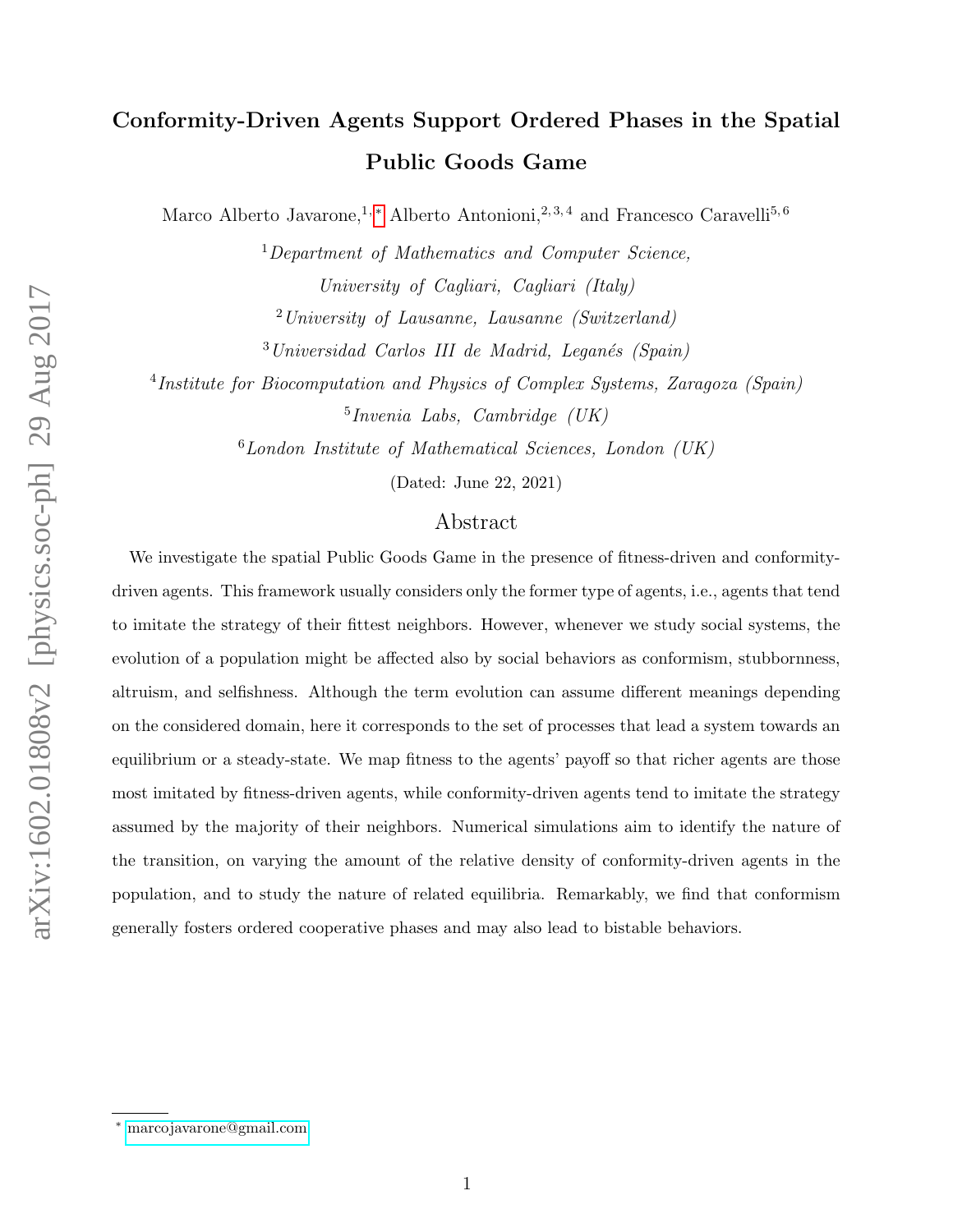# Conformity-Driven Agents Support Ordered Phases in the Spatial Public Goods Game

Marco Alberto Javarone,[1,*] Alberto Antonioni,[2,3,4] and Francesco Caravelli[5,6]

[1] *Department of Mathematics and Computer Science, University of Cagliari, Cagliari (Italy)*

[2] *University of Lausanne, Lausanne (Switzerland)*

[3] *Universidad Carlos III de Madrid, Leganés (Spain)*

[4] *Institute for Biocomputation and Physics of Complex Systems, Zaragoza (Spain)*

[5] *Invenia Labs, Cambridge (UK)*

[6] *London Institute of Mathematical Sciences, London (UK)*

(Dated: June 22, 2021)

## Abstract

We investigate the spatial Public Goods Game in the presence of fitness-driven and conformity-driven agents. This framework usually considers only the former type of agents, i.e., agents that tend to imitate the strategy of their fittest neighbors. However, whenever we study social systems, the evolution of a population might be affected also by social behaviors as conformism, stubbornness, altruism, and selfishness. Although the term evolution can assume different meanings depending on the considered domain, here it corresponds to the set of processes that lead a system towards an equilibrium or a steady-state. We map fitness to the agents' payoff so that richer agents are those most imitated by fitness-driven agents, while conformity-driven agents tend to imitate the strategy assumed by the majority of their neighbors. Numerical simulations aim to identify the nature of the transition, on varying the amount of the relative density of conformity-driven agents in the population, and to study the nature of related equilibria. Remarkably, we find that conformism generally fosters ordered cooperative phases and may also lead to bistable behaviors.

---

* marcojavarone@gmail.com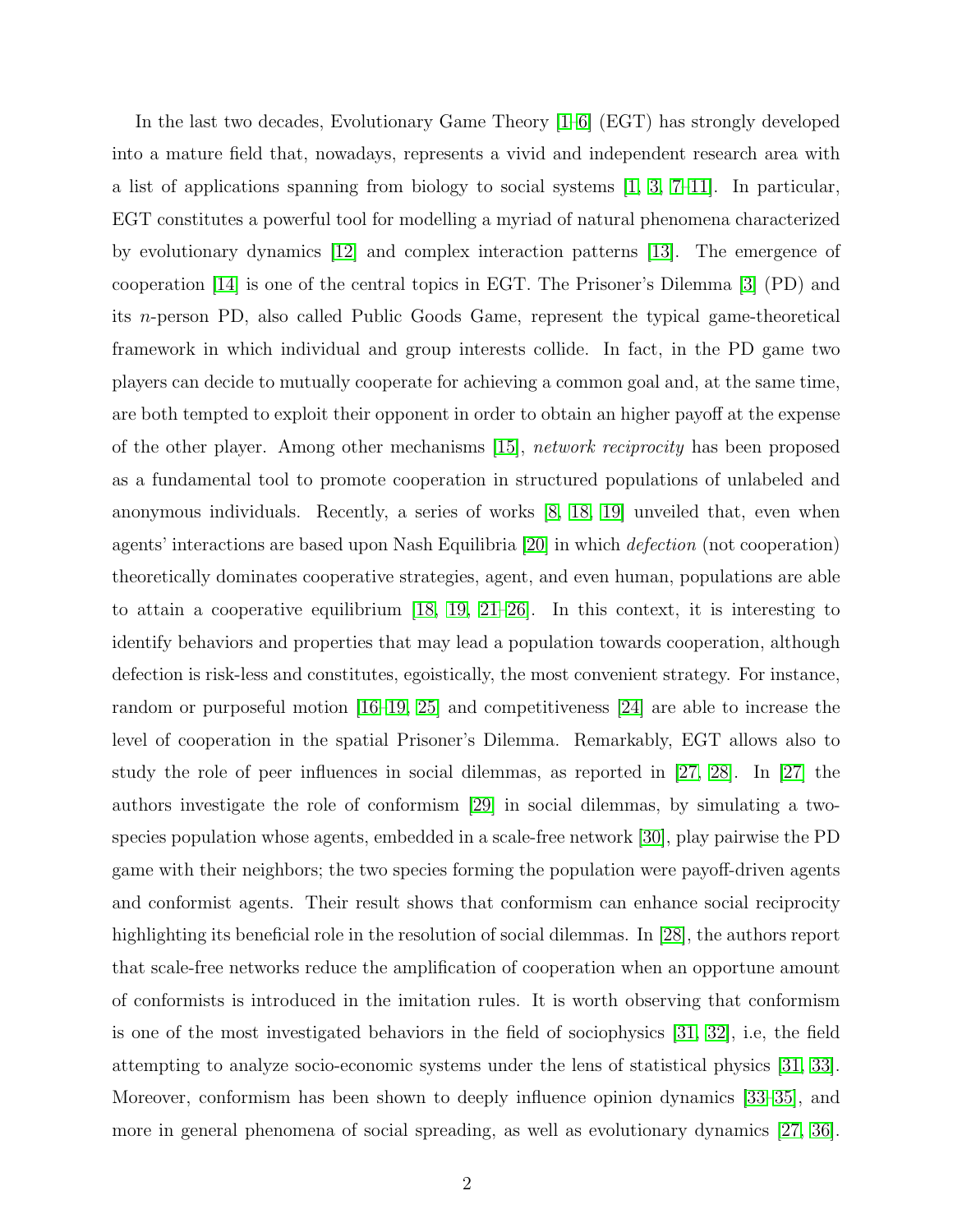In the last two decades, Evolutionary Game Theory [1–6] (EGT) has strongly developed into a mature field that, nowadays, represents a vivid and independent research area with a list of applications spanning from biology to social systems [1, 3, 7–11]. In particular, EGT constitutes a powerful tool for modelling a myriad of natural phenomena characterized by evolutionary dynamics [12] and complex interaction patterns [13]. The emergence of cooperation [14] is one of the central topics in EGT. The Prisoner's Dilemma [3] (PD) and its $n$-person PD, also called Public Goods Game, represent the typical game-theoretical framework in which individual and group interests collide. In fact, in the PD game two players can decide to mutually cooperate for achieving a common goal and, at the same time, are both tempted to exploit their opponent in order to obtain an higher payoff at the expense of the other player. Among other mechanisms [15], *network reciprocity* has been proposed as a fundamental tool to promote cooperation in structured populations of unlabeled and anonymous individuals. Recently, a series of works [8, 18, 19] unveiled that, even when agents' interactions are based upon Nash Equilibria [20] in which *defection* (not cooperation) theoretically dominates cooperative strategies, agent, and even human, populations are able to attain a cooperative equilibrium [18, 19, 21–26]. In this context, it is interesting to identify behaviors and properties that may lead a population towards cooperation, although defection is risk-less and constitutes, egoistically, the most convenient strategy. For instance, random or purposeful motion [16–19, 25] and competitiveness [24] are able to increase the level of cooperation in the spatial Prisoner's Dilemma. Remarkably, EGT allows also to study the role of peer influences in social dilemmas, as reported in [27, 28]. In [27] the authors investigate the role of conformism [29] in social dilemmas, by simulating a two-species population whose agents, embedded in a scale-free network [30], play pairwise the PD game with their neighbors; the two species forming the population were payoff-driven agents and conformist agents. Their result shows that conformism can enhance social reciprocity highlighting its beneficial role in the resolution of social dilemmas. In [28], the authors report that scale-free networks reduce the amplification of cooperation when an opportune amount of conformists is introduced in the imitation rules. It is worth observing that conformism is one of the most investigated behaviors in the field of sociophysics [31, 32], i.e, the field attempting to analyze socio-economic systems under the lens of statistical physics [31, 33]. Moreover, conformism has been shown to deeply influence opinion dynamics [33–35], and more in general phenomena of social spreading, as well as evolutionary dynamics [27, 36].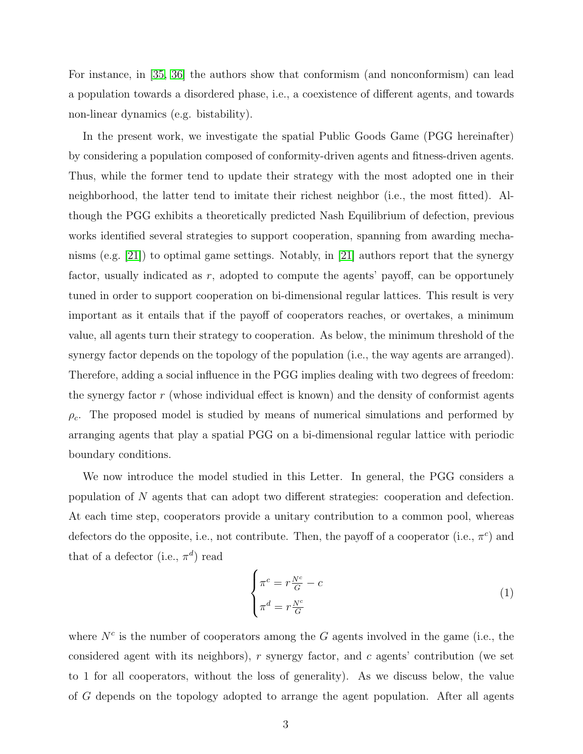For instance, in [35, 36] the authors show that conformism (and nonconformism) can lead a population towards a disordered phase, i.e., a coexistence of different agents, and towards non-linear dynamics (e.g. bistability).

In the present work, we investigate the spatial Public Goods Game (PGG hereinafter) by considering a population composed of conformity-driven agents and fitness-driven agents. Thus, while the former tend to update their strategy with the most adopted one in their neighborhood, the latter tend to imitate their richest neighbor (i.e., the most fitted). Although the PGG exhibits a theoretically predicted Nash Equilibrium of defection, previous works identified several strategies to support cooperation, spanning from awarding mechanisms (e.g. [21]) to optimal game settings. Notably, in [21] authors report that the synergy factor, usually indicated as $r$, adopted to compute the agents' payoff, can be opportunely tuned in order to support cooperation on bi-dimensional regular lattices. This result is very important as it entails that if the payoff of cooperators reaches, or overtakes, a minimum value, all agents turn their strategy to cooperation. As below, the minimum threshold of the synergy factor depends on the topology of the population (i.e., the way agents are arranged). Therefore, adding a social influence in the PGG implies dealing with two degrees of freedom: the synergy factor $r$ (whose individual effect is known) and the density of conformist agents $\rho_c$. The proposed model is studied by means of numerical simulations and performed by arranging agents that play a spatial PGG on a bi-dimensional regular lattice with periodic boundary conditions.

We now introduce the model studied in this Letter. In general, the PGG considers a population of $N$ agents that can adopt two different strategies: cooperation and defection. At each time step, cooperators provide a unitary contribution to a common pool, whereas defectors do the opposite, i.e., not contribute. Then, the payoff of a cooperator (i.e., $\pi^c$) and that of a defector (i.e., $\pi^d$) read

$$\begin{cases} \pi^c = r\frac{N^c}{G} - c \\ \pi^d = r\frac{N^c}{G} \end{cases} \tag{1}$$

where $N^c$ is the number of cooperators among the $G$ agents involved in the game (i.e., the considered agent with its neighbors), $r$ synergy factor, and $c$ agents' contribution (we set to 1 for all cooperators, without the loss of generality). As we discuss below, the value of $G$ depends on the topology adopted to arrange the agent population. After all agents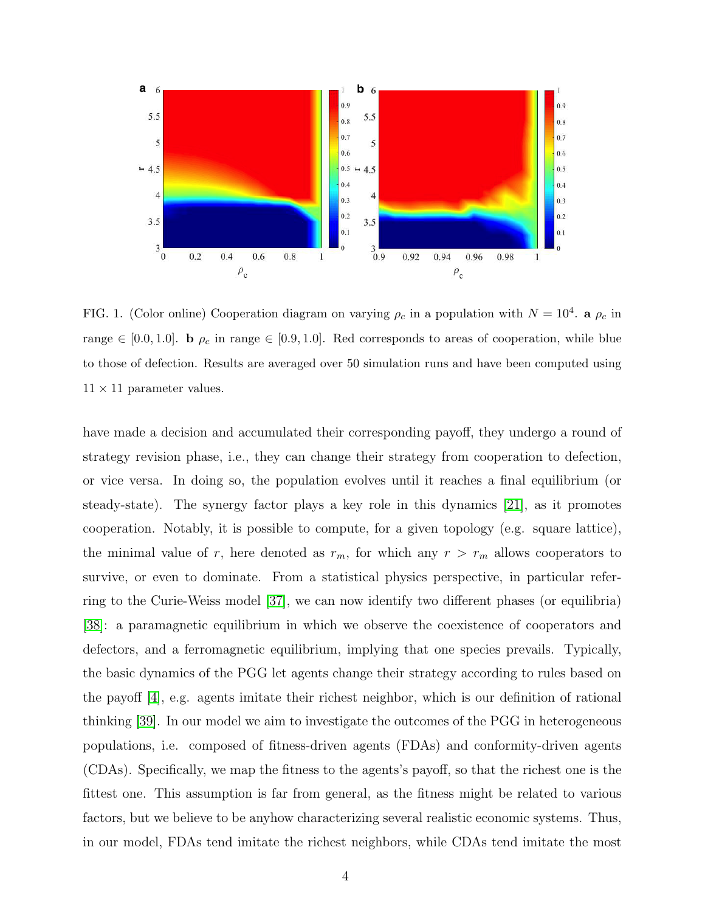FIG. 1. (Color online) Cooperation diagram on varying $\rho_c$ in a population with $N = 10^4$. **a** $\rho_c$ in range $\in [0.0, 1.0]$. **b** $\rho_c$ in range $\in [0.9, 1.0]$. Red corresponds to areas of cooperation, while blue to those of defection. Results are averaged over 50 simulation runs and have been computed using $11 \times 11$ parameter values.

have made a decision and accumulated their corresponding payoff, they undergo a round of strategy revision phase, i.e., they can change their strategy from cooperation to defection, or vice versa. In doing so, the population evolves until it reaches a final equilibrium (or steady-state). The synergy factor plays a key role in this dynamics [21], as it promotes cooperation. Notably, it is possible to compute, for a given topology (e.g. square lattice), the minimal value of $r$, here denoted as $r_m$, for which any $r > r_m$ allows cooperators to survive, or even to dominate. From a statistical physics perspective, in particular referring to the Curie-Weiss model [37], we can now identify two different phases (or equilibria) [38]: a paramagnetic equilibrium in which we observe the coexistence of cooperators and defectors, and a ferromagnetic equilibrium, implying that one species prevails. Typically, the basic dynamics of the PGG let agents change their strategy according to rules based on the payoff [4], e.g. agents imitate their richest neighbor, which is our definition of rational thinking [39]. In our model we aim to investigate the outcomes of the PGG in heterogeneous populations, i.e. composed of fitness-driven agents (FDAs) and conformity-driven agents (CDAs). Specifically, we map the fitness to the agents's payoff, so that the richest one is the fittest one. This assumption is far from general, as the fitness might be related to various factors, but we believe to be anyhow characterizing several realistic economic systems. Thus, in our model, FDAs tend imitate the richest neighbors, while CDAs tend imitate the most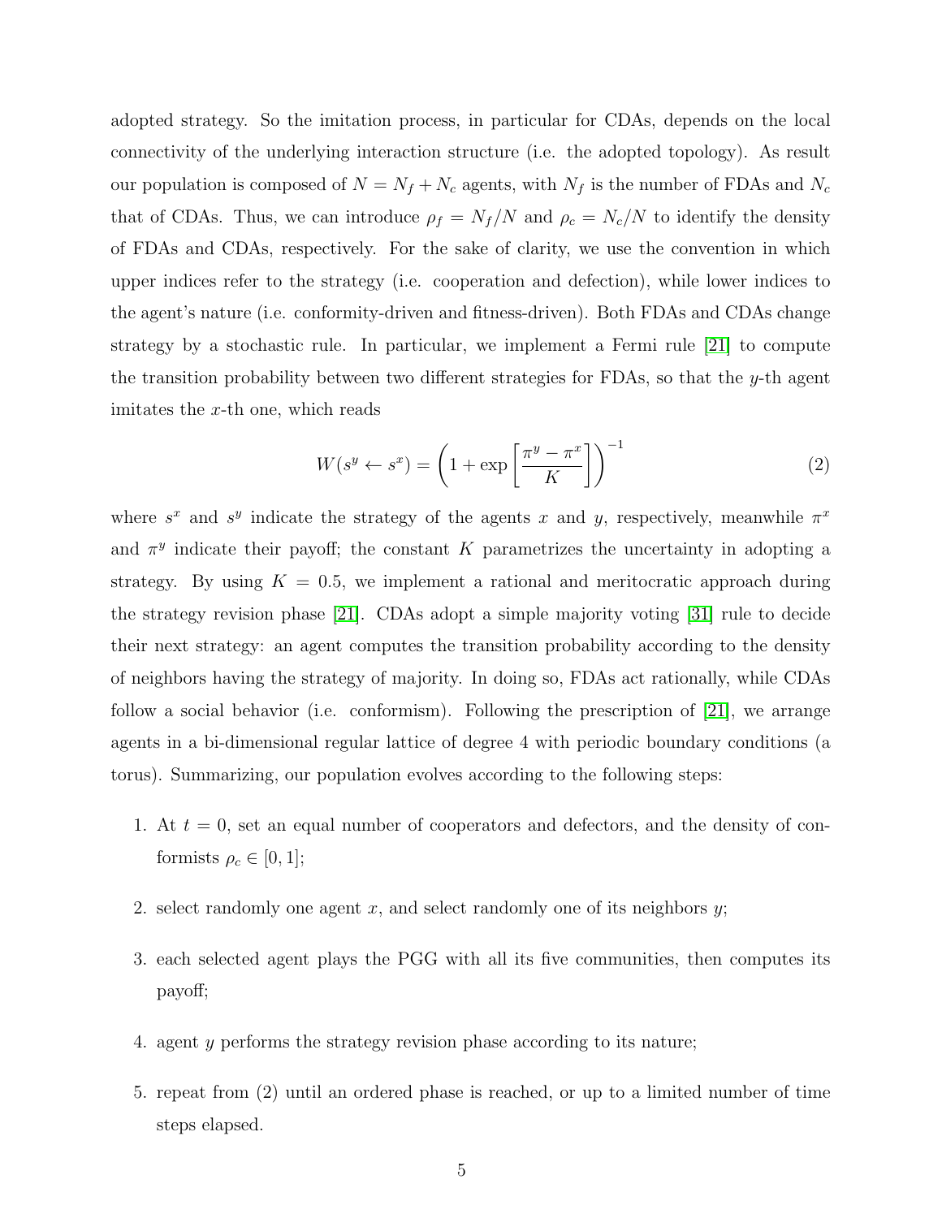adopted strategy. So the imitation process, in particular for CDAs, depends on the local connectivity of the underlying interaction structure (i.e. the adopted topology). As result our population is composed of $N = N_f + N_c$ agents, with $N_f$ is the number of FDAs and $N_c$ that of CDAs. Thus, we can introduce $\rho_f = N_f/N$ and $\rho_c = N_c/N$ to identify the density of FDAs and CDAs, respectively. For the sake of clarity, we use the convention in which upper indices refer to the strategy (i.e. cooperation and defection), while lower indices to the agent's nature (i.e. conformity-driven and fitness-driven). Both FDAs and CDAs change strategy by a stochastic rule. In particular, we implement a Fermi rule [21] to compute the transition probability between two different strategies for FDAs, so that the $y$-th agent imitates the $x$-th one, which reads

$$W(s^y \leftarrow s^x) = \left(1 + \exp\left[\frac{\pi^y - \pi^x}{K}\right]\right)^{-1} \tag{2}$$

where $s^x$ and $s^y$ indicate the strategy of the agents $x$ and $y$, respectively, meanwhile $\pi^x$ and $\pi^y$ indicate their payoff; the constant $K$ parametrizes the uncertainty in adopting a strategy. By using $K = 0.5$, we implement a rational and meritocratic approach during the strategy revision phase [21]. CDAs adopt a simple majority voting [31] rule to decide their next strategy: an agent computes the transition probability according to the density of neighbors having the strategy of majority. In doing so, FDAs act rationally, while CDAs follow a social behavior (i.e. conformism). Following the prescription of [21], we arrange agents in a bi-dimensional regular lattice of degree 4 with periodic boundary conditions (a torus). Summarizing, our population evolves according to the following steps:

1. At $t = 0$, set an equal number of cooperators and defectors, and the density of conformists $\rho_c \in [0, 1]$;
2. select randomly one agent $x$, and select randomly one of its neighbors $y$;
3. each selected agent plays the PGG with all its five communities, then computes its payoff;
4. agent $y$ performs the strategy revision phase according to its nature;
5. repeat from (2) until an ordered phase is reached, or up to a limited number of time steps elapsed.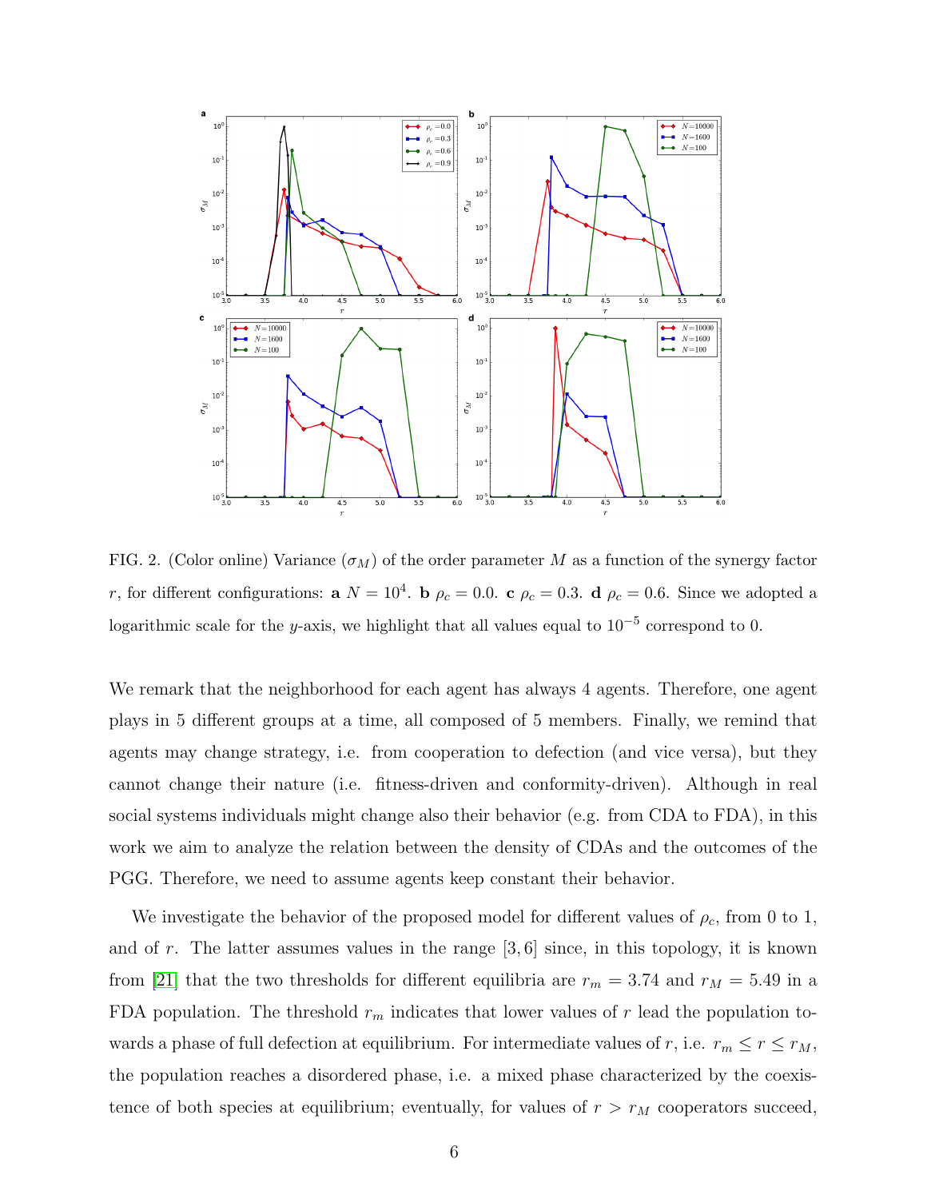FIG. 2. (Color online) Variance ($\sigma_M$) of the order parameter $M$ as a function of the synergy factor $r$, for different configurations: **a** $N = 10^4$. **b** $\rho_c = 0.0$. **c** $\rho_c = 0.3$. **d** $\rho_c = 0.6$. Since we adopted a logarithmic scale for the $y$-axis, we highlight that all values equal to $10^{-5}$ correspond to 0.

We remark that the neighborhood for each agent has always 4 agents. Therefore, one agent plays in 5 different groups at a time, all composed of 5 members. Finally, we remind that agents may change strategy, i.e. from cooperation to defection (and vice versa), but they cannot change their nature (i.e. fitness-driven and conformity-driven). Although in real social systems individuals might change also their behavior (e.g. from CDA to FDA), in this work we aim to analyze the relation between the density of CDAs and the outcomes of the PGG. Therefore, we need to assume agents keep constant their behavior.

We investigate the behavior of the proposed model for different values of $\rho_c$, from 0 to 1, and of $r$. The latter assumes values in the range $[3, 6]$ since, in this topology, it is known from [21] that the two thresholds for different equilibria are $r_m = 3.74$ and $r_M = 5.49$ in a FDA population. The threshold $r_m$ indicates that lower values of $r$ lead the population towards a phase of full defection at equilibrium. For intermediate values of $r$, i.e. $r_m \leq r \leq r_M$, the population reaches a disordered phase, i.e. a mixed phase characterized by the coexistence of both species at equilibrium; eventually, for values of $r > r_M$ cooperators succeed,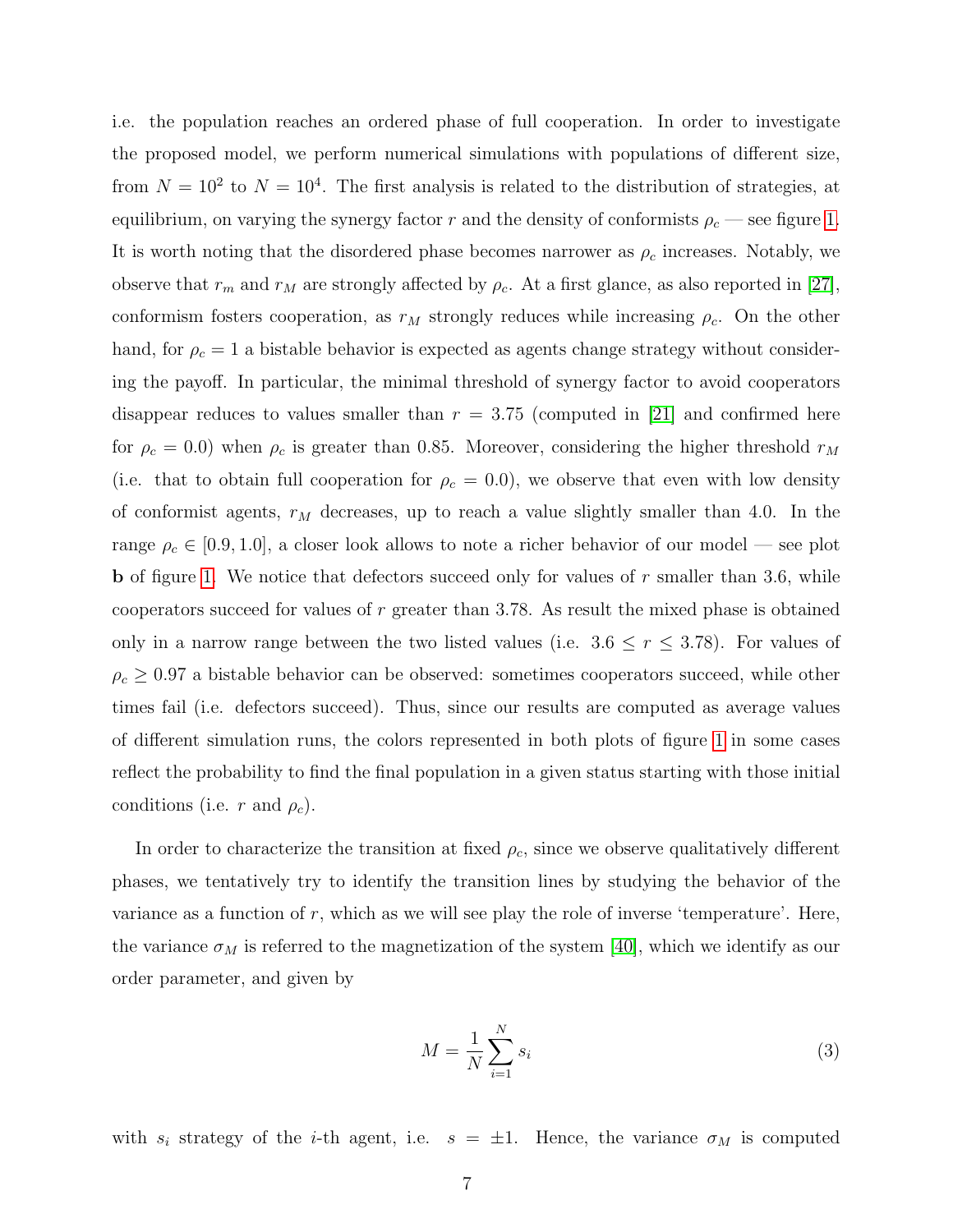i.e. the population reaches an ordered phase of full cooperation. In order to investigate the proposed model, we perform numerical simulations with populations of different size, from $N = 10^2$ to $N = 10^4$. The first analysis is related to the distribution of strategies, at equilibrium, on varying the synergy factor $r$ and the density of conformists $\rho_c$ — see figure 1. It is worth noting that the disordered phase becomes narrower as $\rho_c$ increases. Notably, we observe that $r_m$ and $r_M$ are strongly affected by $\rho_c$. At a first glance, as also reported in [27], conformism fosters cooperation, as $r_M$ strongly reduces while increasing $\rho_c$. On the other hand, for $\rho_c = 1$ a bistable behavior is expected as agents change strategy without considering the payoff. In particular, the minimal threshold of synergy factor to avoid cooperators disappear reduces to values smaller than $r = 3.75$ (computed in [21] and confirmed here for $\rho_c = 0.0$) when $\rho_c$ is greater than 0.85. Moreover, considering the higher threshold $r_M$ (i.e. that to obtain full cooperation for $\rho_c = 0.0$), we observe that even with low density of conformist agents, $r_M$ decreases, up to reach a value slightly smaller than 4.0. In the range $\rho_c \in [0.9, 1.0]$, a closer look allows to note a richer behavior of our model — see plot **b** of figure 1. We notice that defectors succeed only for values of $r$ smaller than 3.6, while cooperators succeed for values of $r$ greater than 3.78. As result the mixed phase is obtained only in a narrow range between the two listed values (i.e. $3.6 \leq r \leq 3.78$). For values of $\rho_c \geq 0.97$ a bistable behavior can be observed: sometimes cooperators succeed, while other times fail (i.e. defectors succeed). Thus, since our results are computed as average values of different simulation runs, the colors represented in both plots of figure 1 in some cases reflect the probability to find the final population in a given status starting with those initial conditions (i.e. $r$ and $\rho_c$).

In order to characterize the transition at fixed $\rho_c$, since we observe qualitatively different phases, we tentatively try to identify the transition lines by studying the behavior of the variance as a function of $r$, which as we will see play the role of inverse 'temperature'. Here, the variance $\sigma_M$ is referred to the magnetization of the system [40], which we identify as our order parameter, and given by

$$M = \frac{1}{N} \sum_{i=1}^{N} s_i \tag{3}$$

with $s_i$ strategy of the $i$-th agent, i.e. $s = \pm 1$. Hence, the variance $\sigma_M$ is computed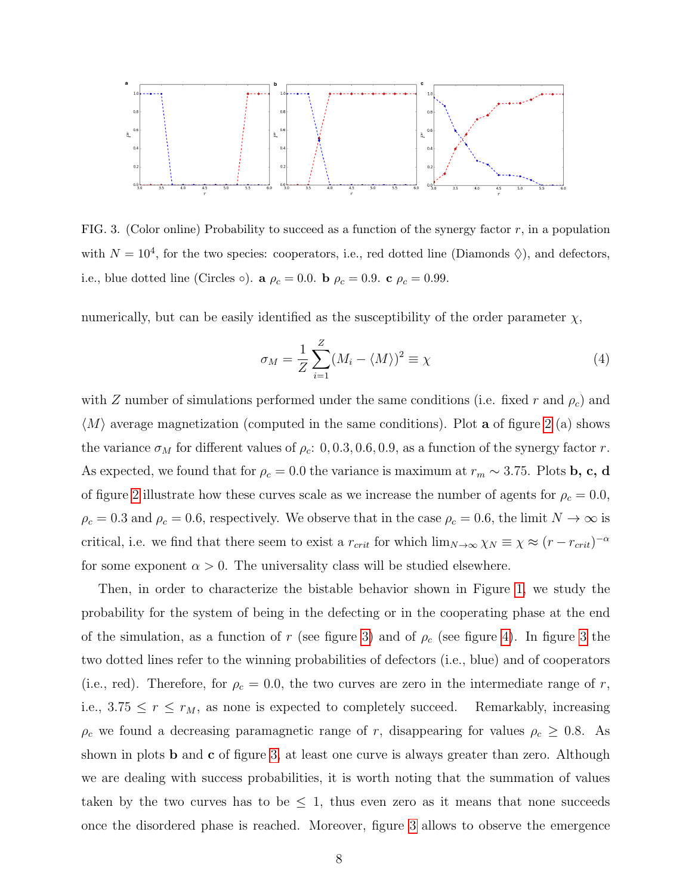FIG. 3. (Color online) Probability to succeed as a function of the synergy factor $r$, in a population with $N = 10^4$, for the two species: cooperators, i.e., red dotted line (Diamonds $\Diamond$), and defectors, i.e., blue dotted line (Circles $\circ$). **a** $\rho_c = 0.0$. **b** $\rho_c = 0.9$. **c** $\rho_c = 0.99$.

numerically, but can be easily identified as the susceptibility of the order parameter $\chi$,

$$\sigma_M = \frac{1}{Z}\sum_{i=1}^{Z}(M_i - \langle M \rangle)^2 \equiv \chi \tag{4}$$

with $Z$ number of simulations performed under the same conditions (i.e. fixed $r$ and $\rho_c$) and $\langle M \rangle$ average magnetization (computed in the same conditions). Plot **a** of figure 2 (a) shows the variance $\sigma_M$ for different values of $\rho_c$: $0, 0.3, 0.6, 0.9$, as a function of the synergy factor $r$. As expected, we found that for $\rho_c = 0.0$ the variance is maximum at $r_m \sim 3.75$. Plots **b, c, d** of figure 2 illustrate how these curves scale as we increase the number of agents for $\rho_c = 0.0$, $\rho_c = 0.3$ and $\rho_c = 0.6$, respectively. We observe that in the case $\rho_c = 0.6$, the limit $N \to \infty$ is critical, i.e. we find that there seem to exist a $r_{crit}$ for which $\lim_{N\to\infty} \chi_N \equiv \chi \approx (r - r_{crit})^{-\alpha}$ for some exponent $\alpha > 0$. The universality class will be studied elsewhere.

Then, in order to characterize the bistable behavior shown in Figure 1, we study the probability for the system of being in the defecting or in the cooperating phase at the end of the simulation, as a function of $r$ (see figure 3) and of $\rho_c$ (see figure 4). In figure 3 the two dotted lines refer to the winning probabilities of defectors (i.e., blue) and of cooperators (i.e., red). Therefore, for $\rho_c = 0.0$, the two curves are zero in the intermediate range of $r$, i.e., $3.75 \leq r \leq r_M$, as none is expected to completely succeed. Remarkably, increasing $\rho_c$ we found a decreasing paramagnetic range of $r$, disappearing for values $\rho_c \geq 0.8$. As shown in plots **b** and **c** of figure 3, at least one curve is always greater than zero. Although we are dealing with success probabilities, it is worth noting that the summation of values taken by the two curves has to be $\leq 1$, thus even zero as it means that none succeeds once the disordered phase is reached. Moreover, figure 3 allows to observe the emergence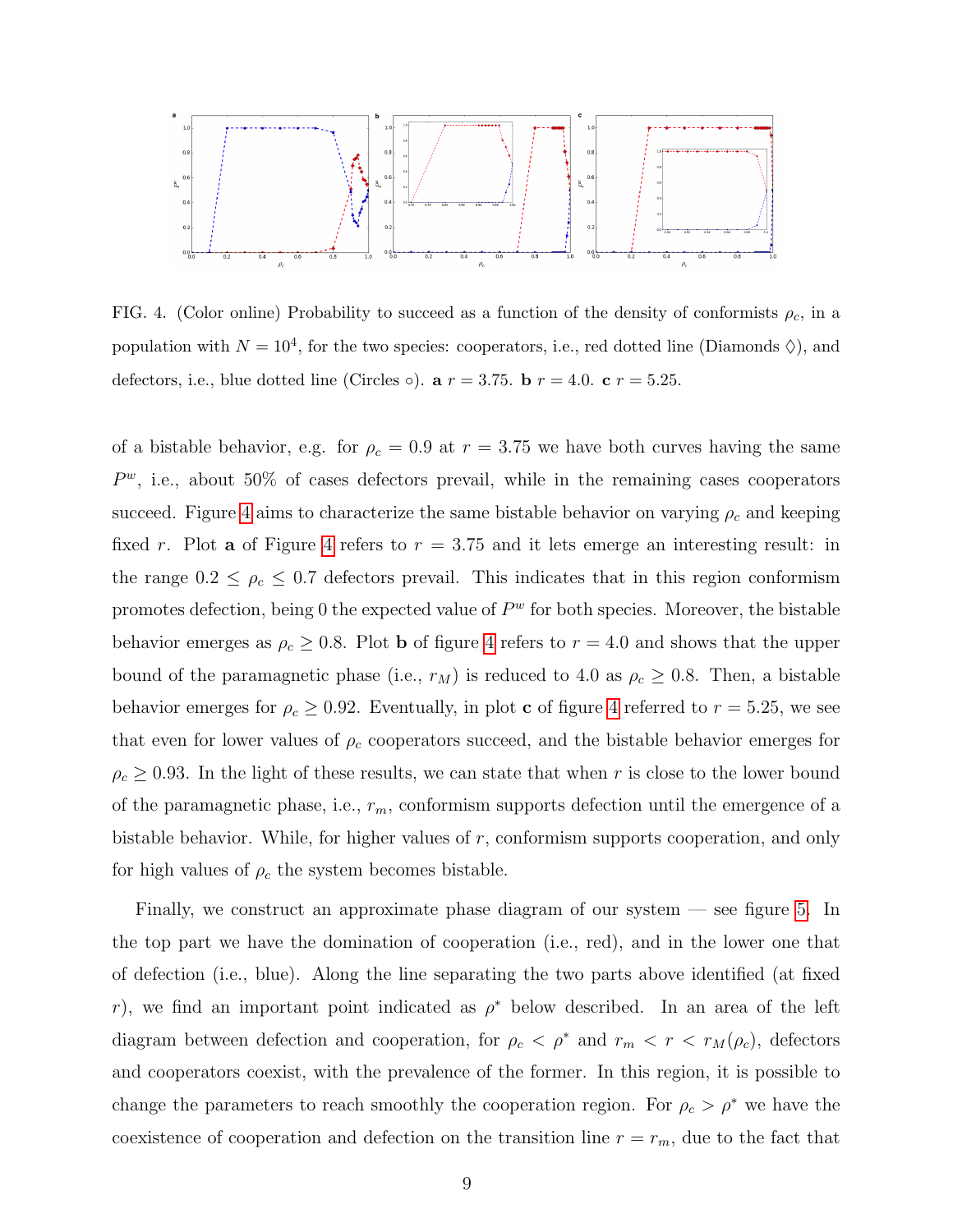FIG. 4. (Color online) Probability to succeed as a function of the density of conformists $\rho_c$, in a population with $N = 10^4$, for the two species: cooperators, i.e., red dotted line (Diamonds $\Diamond$), and defectors, i.e., blue dotted line (Circles $\circ$). **a** $r = 3.75$. **b** $r = 4.0$. **c** $r = 5.25$.

of a bistable behavior, e.g. for $\rho_c = 0.9$ at $r = 3.75$ we have both curves having the same $P^w$, i.e., about 50% of cases defectors prevail, while in the remaining cases cooperators succeed. Figure 4 aims to characterize the same bistable behavior on varying $\rho_c$ and keeping fixed $r$. Plot **a** of Figure 4 refers to $r = 3.75$ and it lets emerge an interesting result: in the range $0.2 \leq \rho_c \leq 0.7$ defectors prevail. This indicates that in this region conformism promotes defection, being 0 the expected value of $P^w$ for both species. Moreover, the bistable behavior emerges as $\rho_c \geq 0.8$. Plot **b** of figure 4 refers to $r = 4.0$ and shows that the upper bound of the paramagnetic phase (i.e., $r_M$) is reduced to 4.0 as $\rho_c \geq 0.8$. Then, a bistable behavior emerges for $\rho_c \geq 0.92$. Eventually, in plot **c** of figure 4 referred to $r = 5.25$, we see that even for lower values of $\rho_c$ cooperators succeed, and the bistable behavior emerges for $\rho_c \geq 0.93$. In the light of these results, we can state that when $r$ is close to the lower bound of the paramagnetic phase, i.e., $r_m$, conformism supports defection until the emergence of a bistable behavior. While, for higher values of $r$, conformism supports cooperation, and only for high values of $\rho_c$ the system becomes bistable.

Finally, we construct an approximate phase diagram of our system — see figure 5. In the top part we have the domination of cooperation (i.e., red), and in the lower one that of defection (i.e., blue). Along the line separating the two parts above identified (at fixed $r$), we find an important point indicated as $\rho^*$ below described. In an area of the left diagram between defection and cooperation, for $\rho_c < \rho^*$ and $r_m < r < r_M(\rho_c)$, defectors and cooperators coexist, with the prevalence of the former. In this region, it is possible to change the parameters to reach smoothly the cooperation region. For $\rho_c > \rho^*$ we have the coexistence of cooperation and defection on the transition line $r = r_m$, due to the fact that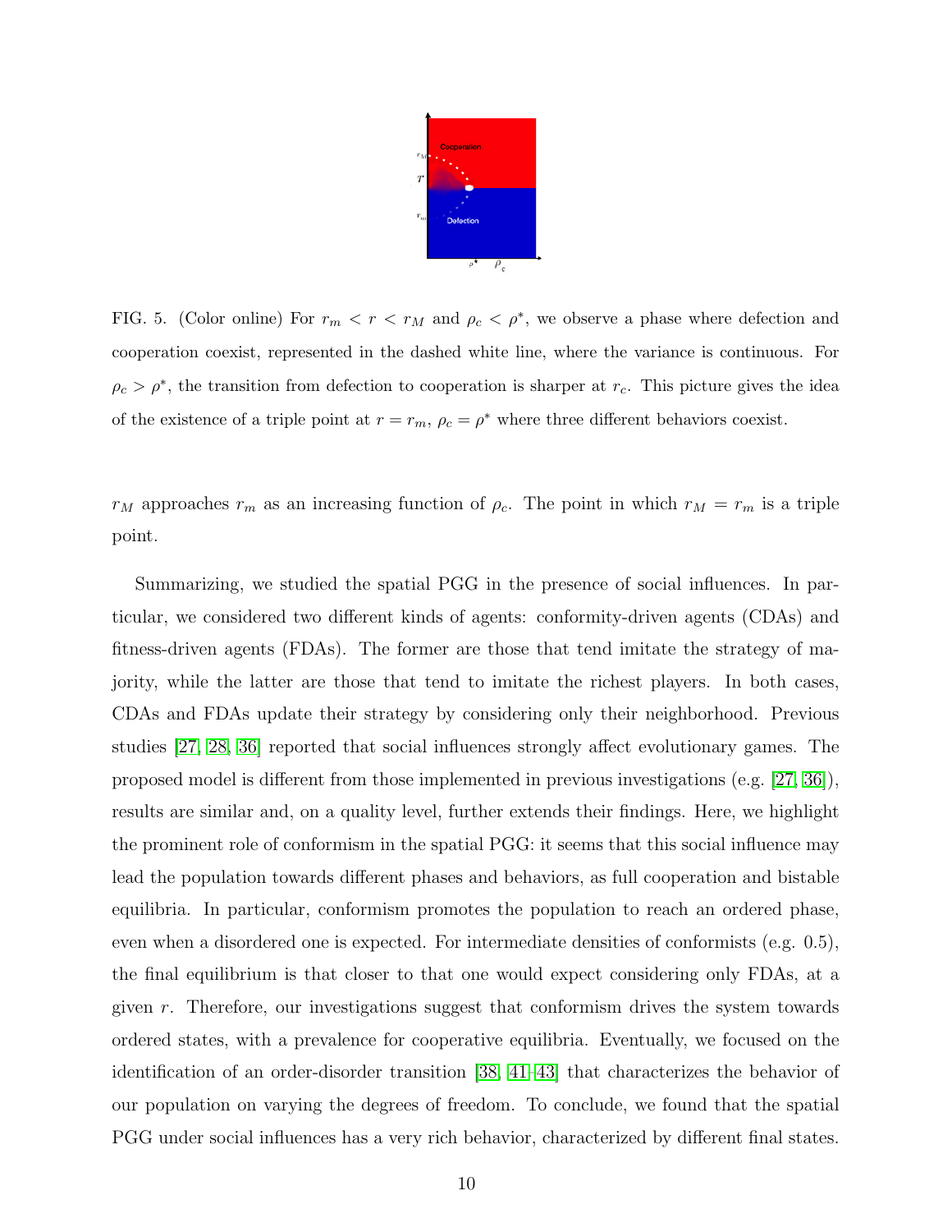FIG. 5. (Color online) For $r_m < r < r_M$ and $\rho_c < \rho^*$, we observe a phase where defection and cooperation coexist, represented in the dashed white line, where the variance is continuous. For $\rho_c > \rho^*$, the transition from defection to cooperation is sharper at $r_c$. This picture gives the idea of the existence of a triple point at $r = r_m$, $\rho_c = \rho^*$ where three different behaviors coexist.

$r_M$ approaches $r_m$ as an increasing function of $\rho_c$. The point in which $r_M = r_m$ is a triple point.

Summarizing, we studied the spatial PGG in the presence of social influences. In particular, we considered two different kinds of agents: conformity-driven agents (CDAs) and fitness-driven agents (FDAs). The former are those that tend imitate the strategy of majority, while the latter are those that tend to imitate the richest players. In both cases, CDAs and FDAs update their strategy by considering only their neighborhood. Previous studies [27, 28, 36] reported that social influences strongly affect evolutionary games. The proposed model is different from those implemented in previous investigations (e.g. [27, 36]), results are similar and, on a quality level, further extends their findings. Here, we highlight the prominent role of conformism in the spatial PGG: it seems that this social influence may lead the population towards different phases and behaviors, as full cooperation and bistable equilibria. In particular, conformism promotes the population to reach an ordered phase, even when a disordered one is expected. For intermediate densities of conformists (e.g. 0.5), the final equilibrium is that closer to that one would expect considering only FDAs, at a given $r$. Therefore, our investigations suggest that conformism drives the system towards ordered states, with a prevalence for cooperative equilibria. Eventually, we focused on the identification of an order-disorder transition [38, 41–43] that characterizes the behavior of our population on varying the degrees of freedom. To conclude, we found that the spatial PGG under social influences has a very rich behavior, characterized by different final states.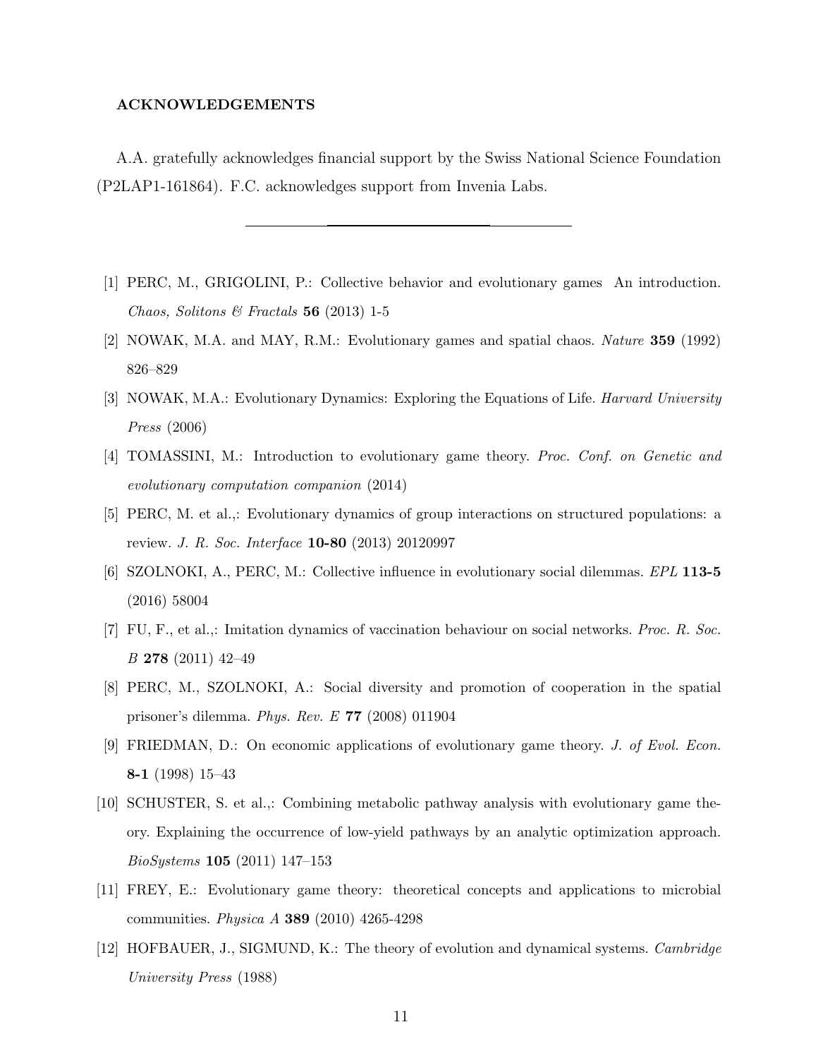### ACKNOWLEDGEMENTS

A.A. gratefully acknowledges financial support by the Swiss National Science Foundation (P2LAP1-161864). F.C. acknowledges support from Invenia Labs.

---

- [1] PERC, M., GRIGOLINI, P.: Collective behavior and evolutionary games  An introduction. *Chaos, Solitons & Fractals* **56** (2013) 1-5
- [2] NOWAK, M.A. and MAY, R.M.: Evolutionary games and spatial chaos. *Nature* **359** (1992) 826–829
- [3] NOWAK, M.A.: Evolutionary Dynamics: Exploring the Equations of Life. *Harvard University Press* (2006)
- [4] TOMASSINI, M.: Introduction to evolutionary game theory. *Proc. Conf. on Genetic and evolutionary computation companion* (2014)
- [5] PERC, M. et al.,: Evolutionary dynamics of group interactions on structured populations: a review. *J. R. Soc. Interface* **10-80** (2013) 20120997
- [6] SZOLNOKI, A., PERC, M.: Collective influence in evolutionary social dilemmas. *EPL* **113-5** (2016) 58004
- [7] FU, F., et al.,: Imitation dynamics of vaccination behaviour on social networks. *Proc. R. Soc. B* **278** (2011) 42–49
- [8] PERC, M., SZOLNOKI, A.: Social diversity and promotion of cooperation in the spatial prisoner's dilemma. *Phys. Rev. E* **77** (2008) 011904
- [9] FRIEDMAN, D.: On economic applications of evolutionary game theory. *J. of Evol. Econ.* **8-1** (1998) 15–43
- [10] SCHUSTER, S. et al.,: Combining metabolic pathway analysis with evolutionary game theory. Explaining the occurrence of low-yield pathways by an analytic optimization approach. *BioSystems* **105** (2011) 147–153
- [11] FREY, E.: Evolutionary game theory: theoretical concepts and applications to microbial communities. *Physica A* **389** (2010) 4265-4298
- [12] HOFBAUER, J., SIGMUND, K.: The theory of evolution and dynamical systems. *Cambridge University Press* (1988)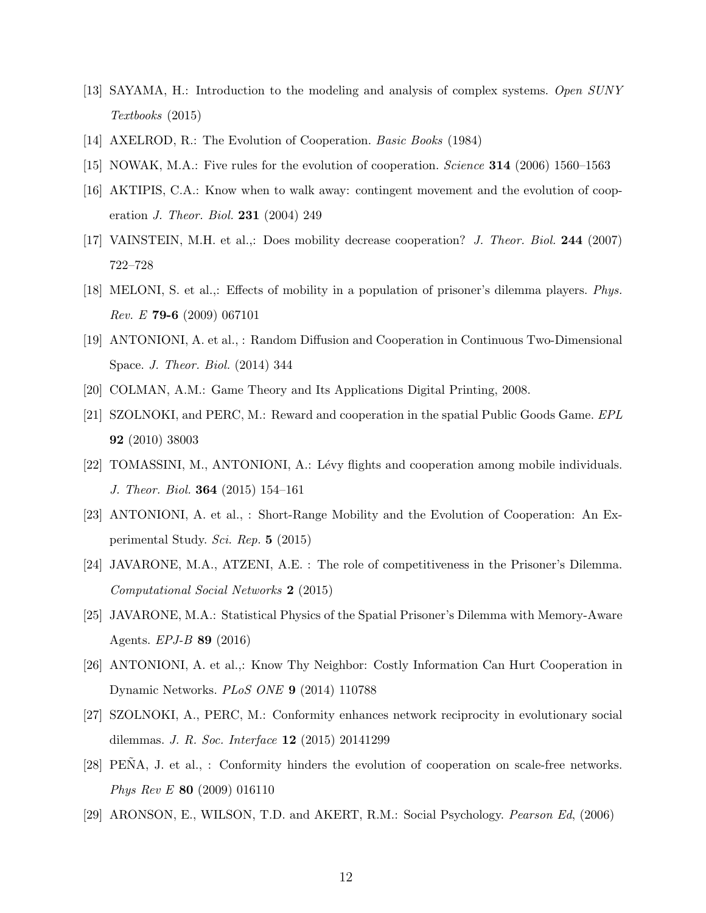[13] SAYAMA, H.: Introduction to the modeling and analysis of complex systems. *Open SUNY Textbooks* (2015)

[14] AXELROD, R.: The Evolution of Cooperation. *Basic Books* (1984)

[15] NOWAK, M.A.: Five rules for the evolution of cooperation. *Science* **314** (2006) 1560–1563

[16] AKTIPIS, C.A.: Know when to walk away: contingent movement and the evolution of cooperation *J. Theor. Biol.* **231** (2004) 249

[17] VAINSTEIN, M.H. et al.,: Does mobility decrease cooperation? *J. Theor. Biol.* **244** (2007) 722–728

[18] MELONI, S. et al.,: Effects of mobility in a population of prisoner's dilemma players. *Phys. Rev. E* **79-6** (2009) 067101

[19] ANTONIONI, A. et al., : Random Diffusion and Cooperation in Continuous Two-Dimensional Space. *J. Theor. Biol.* (2014) 344

[20] COLMAN, A.M.: Game Theory and Its Applications Digital Printing, 2008.

[21] SZOLNOKI, and PERC, M.: Reward and cooperation in the spatial Public Goods Game. *EPL* **92** (2010) 38003

[22] TOMASSINI, M., ANTONIONI, A.: Lévy flights and cooperation among mobile individuals. *J. Theor. Biol.* **364** (2015) 154–161

[23] ANTONIONI, A. et al., : Short-Range Mobility and the Evolution of Cooperation: An Experimental Study. *Sci. Rep.* **5** (2015)

[24] JAVARONE, M.A., ATZENI, A.E. : The role of competitiveness in the Prisoner's Dilemma. *Computational Social Networks* **2** (2015)

[25] JAVARONE, M.A.: Statistical Physics of the Spatial Prisoner's Dilemma with Memory-Aware Agents. *EPJ-B* **89** (2016)

[26] ANTONIONI, A. et al.,: Know Thy Neighbor: Costly Information Can Hurt Cooperation in Dynamic Networks. *PLoS ONE* **9** (2014) 110788

[27] SZOLNOKI, A., PERC, M.: Conformity enhances network reciprocity in evolutionary social dilemmas. *J. R. Soc. Interface* **12** (2015) 20141299

[28] PEÑA, J. et al., : Conformity hinders the evolution of cooperation on scale-free networks. *Phys Rev E* **80** (2009) 016110

[29] ARONSON, E., WILSON, T.D. and AKERT, R.M.: Social Psychology. *Pearson Ed*, (2006)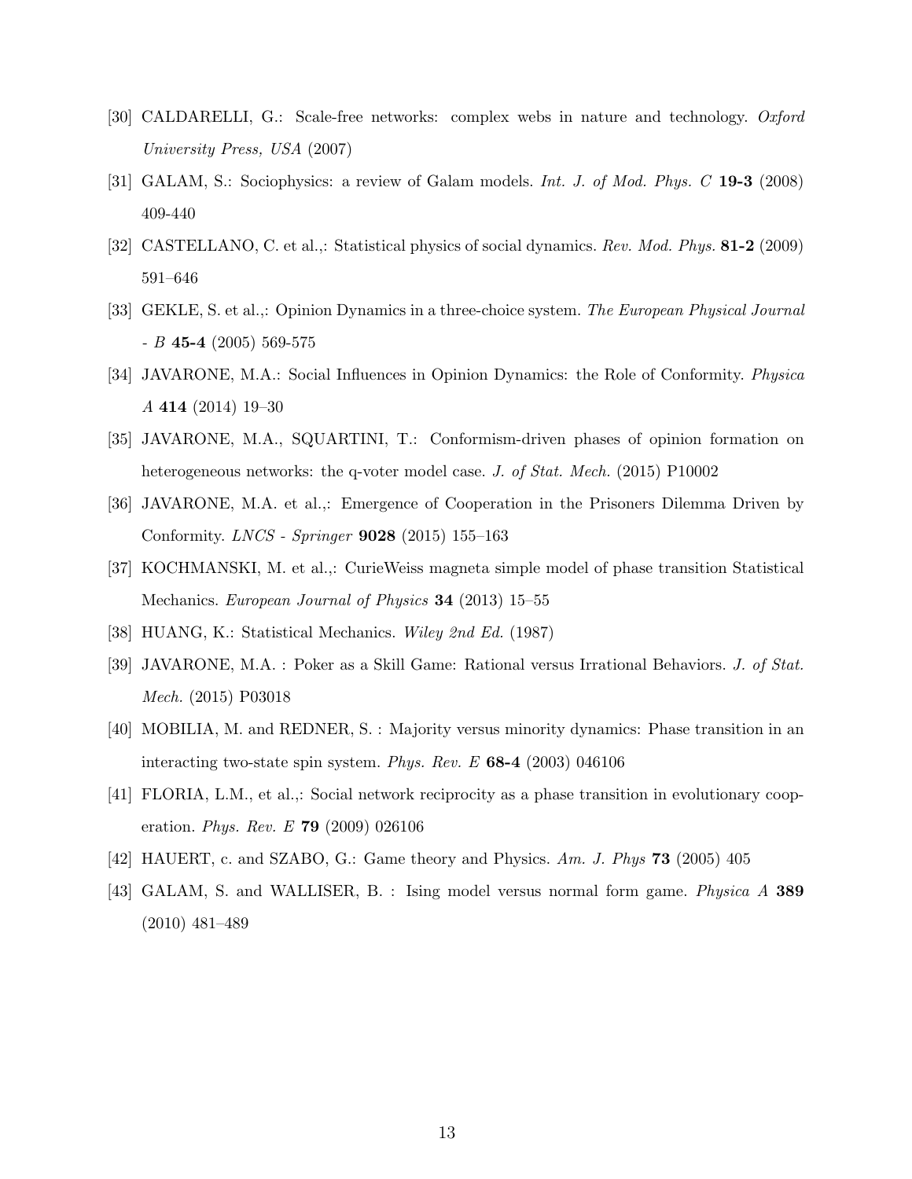[30] CALDARELLI, G.: Scale-free networks: complex webs in nature and technology. *Oxford University Press, USA* (2007)

[31] GALAM, S.: Sociophysics: a review of Galam models. *Int. J. of Mod. Phys. C* **19-3** (2008) 409-440

[32] CASTELLANO, C. et al.,: Statistical physics of social dynamics. *Rev. Mod. Phys.* **81-2** (2009) 591–646

[33] GEKLE, S. et al.,: Opinion Dynamics in a three-choice system. *The European Physical Journal - B* **45-4** (2005) 569-575

[34] JAVARONE, M.A.: Social Influences in Opinion Dynamics: the Role of Conformity. *Physica A* **414** (2014) 19–30

[35] JAVARONE, M.A., SQUARTINI, T.: Conformism-driven phases of opinion formation on heterogeneous networks: the q-voter model case. *J. of Stat. Mech.* (2015) P10002

[36] JAVARONE, M.A. et al.,: Emergence of Cooperation in the Prisoners Dilemma Driven by Conformity. *LNCS - Springer* **9028** (2015) 155–163

[37] KOCHMANSKI, M. et al.,: CurieWeiss magneta simple model of phase transition Statistical Mechanics. *European Journal of Physics* **34** (2013) 15–55

[38] HUANG, K.: Statistical Mechanics. *Wiley 2nd Ed.* (1987)

[39] JAVARONE, M.A. : Poker as a Skill Game: Rational versus Irrational Behaviors. *J. of Stat. Mech.* (2015) P03018

[40] MOBILIA, M. and REDNER, S. : Majority versus minority dynamics: Phase transition in an interacting two-state spin system. *Phys. Rev. E* **68-4** (2003) 046106

[41] FLORIA, L.M., et al.,: Social network reciprocity as a phase transition in evolutionary cooperation. *Phys. Rev. E* **79** (2009) 026106

[42] HAUERT, c. and SZABO, G.: Game theory and Physics. *Am. J. Phys* **73** (2005) 405

[43] GALAM, S. and WALLISER, B. : Ising model versus normal form game. *Physica A* **389** (2010) 481–489